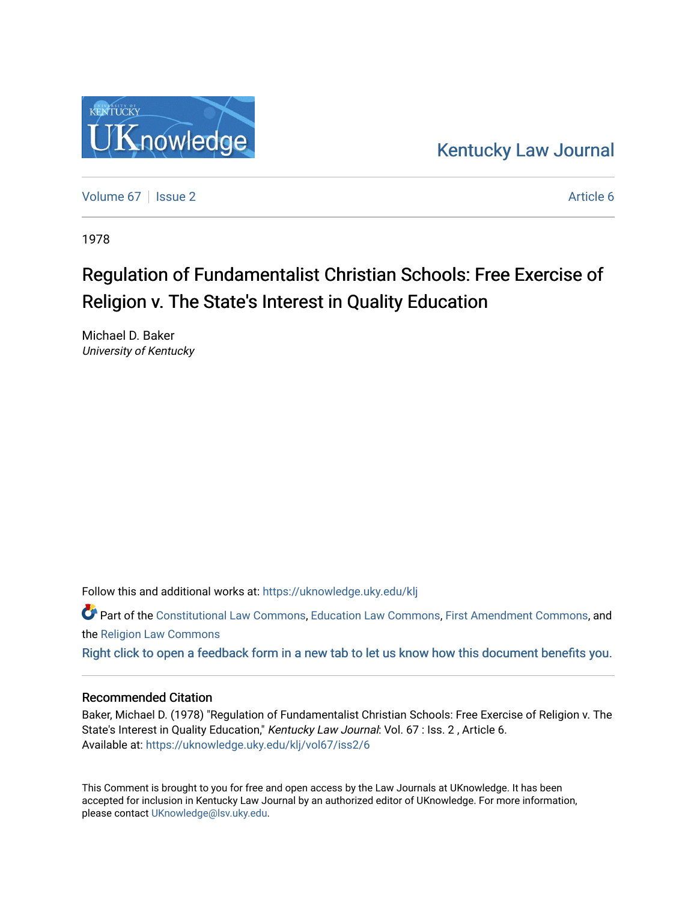Kentucky Law Journal

Volume 67 | Issue 2 | Article 6

1978

# Regulation of Fundamentalist Christian Schools: Free Exercise of Religion v. The State's Interest in Quality Education

Michael D. Baker
*University of Kentucky*

Follow this and additional works at: https://uknowledge.uky.edu/klj

Part of the Constitutional Law Commons, Education Law Commons, First Amendment Commons, and the Religion Law Commons

Right click to open a feedback form in a new tab to let us know how this document benefits you.

## Recommended Citation

Baker, Michael D. (1978) "Regulation of Fundamentalist Christian Schools: Free Exercise of Religion v. The State's Interest in Quality Education," *Kentucky Law Journal*: Vol. 67 : Iss. 2 , Article 6.
Available at: https://uknowledge.uky.edu/klj/vol67/iss2/6

This Comment is brought to you for free and open access by the Law Journals at UKnowledge. It has been accepted for inclusion in Kentucky Law Journal by an authorized editor of UKnowledge. For more information, please contact UKnowledge@lsv.uky.edu.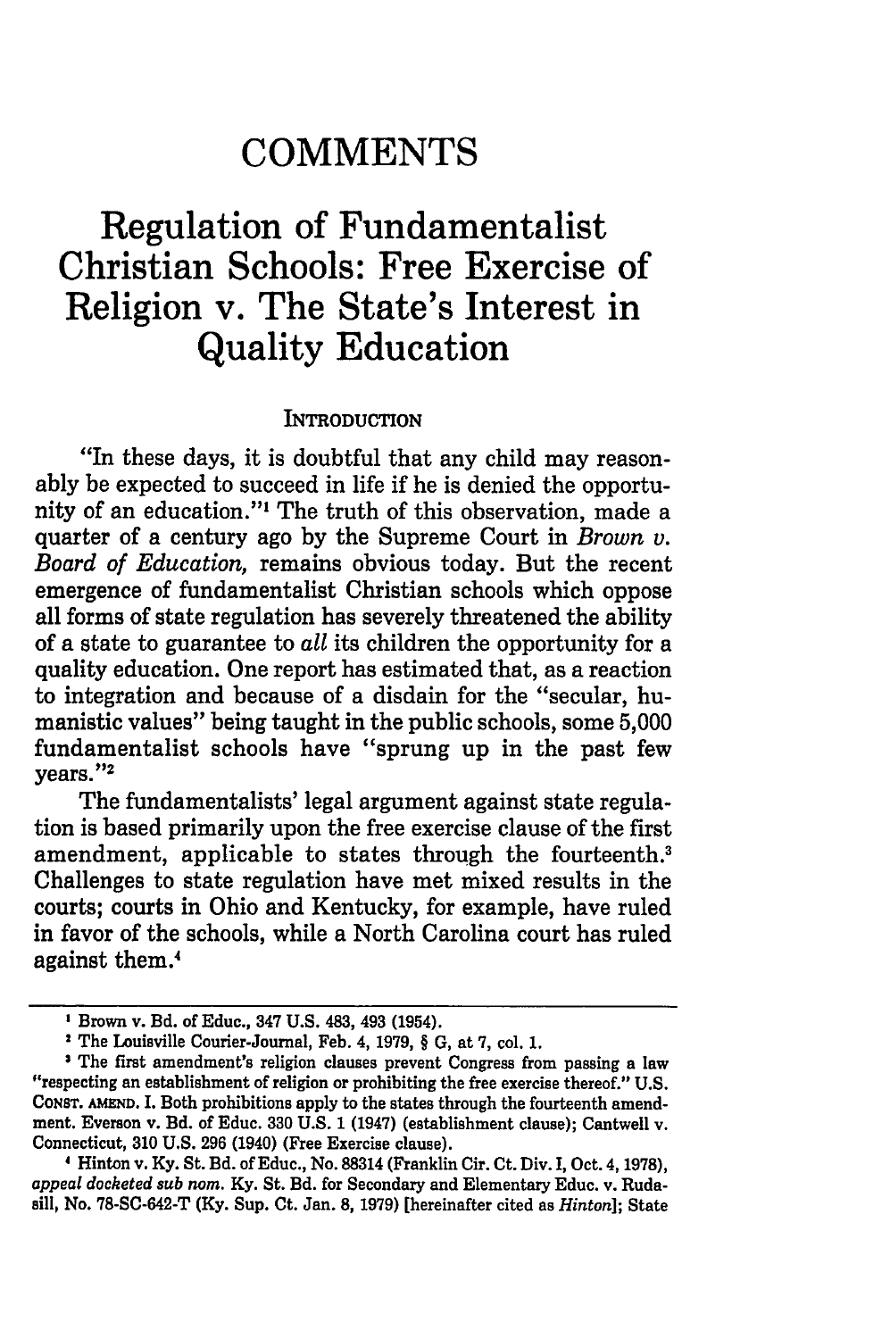# COMMENTS

# Regulation of Fundamentalist Christian Schools: Free Exercise of Religion v. The State's Interest in Quality Education

## INTRODUCTION

"In these days, it is doubtful that any child may reasonably be expected to succeed in life if he is denied the opportunity of an education."[1] The truth of this observation, made a quarter of a century ago by the Supreme Court in *Brown v. Board of Education,* remains obvious today. But the recent emergence of fundamentalist Christian schools which oppose all forms of state regulation has severely threatened the ability of a state to guarantee to *all* its children the opportunity for a quality education. One report has estimated that, as a reaction to integration and because of a disdain for the "secular, humanistic values" being taught in the public schools, some 5,000 fundamentalist schools have "sprung up in the past few years."[2]

The fundamentalists' legal argument against state regulation is based primarily upon the free exercise clause of the first amendment, applicable to states through the fourteenth.[3] Challenges to state regulation have met mixed results in the courts; courts in Ohio and Kentucky, for example, have ruled in favor of the schools, while a North Carolina court has ruled against them.[4]

---

[1] Brown v. Bd. of Educ., 347 U.S. 483, 493 (1954).

[2] The Louisville Courier-Journal, Feb. 4, 1979, § G, at 7, col. 1.

[3] The first amendment's religion clauses prevent Congress from passing a law "respecting an establishment of religion or prohibiting the free exercise thereof." U.S. CONST. AMEND. I. Both prohibitions apply to the states through the fourteenth amendment. Everson v. Bd. of Educ. 330 U.S. 1 (1947) (establishment clause); Cantwell v. Connecticut, 310 U.S. 296 (1940) (Free Exercise clause).

[4] Hinton v. Ky. St. Bd. of Educ., No. 88314 (Franklin Cir. Ct. Div. I, Oct. 4, 1978), *appeal docketed sub nom.* Ky. St. Bd. for Secondary and Elementary Educ. v. Rudasill, No. 78-SC-642-T (Ky. Sup. Ct. Jan. 8, 1979) [hereinafter cited as *Hinton*]; State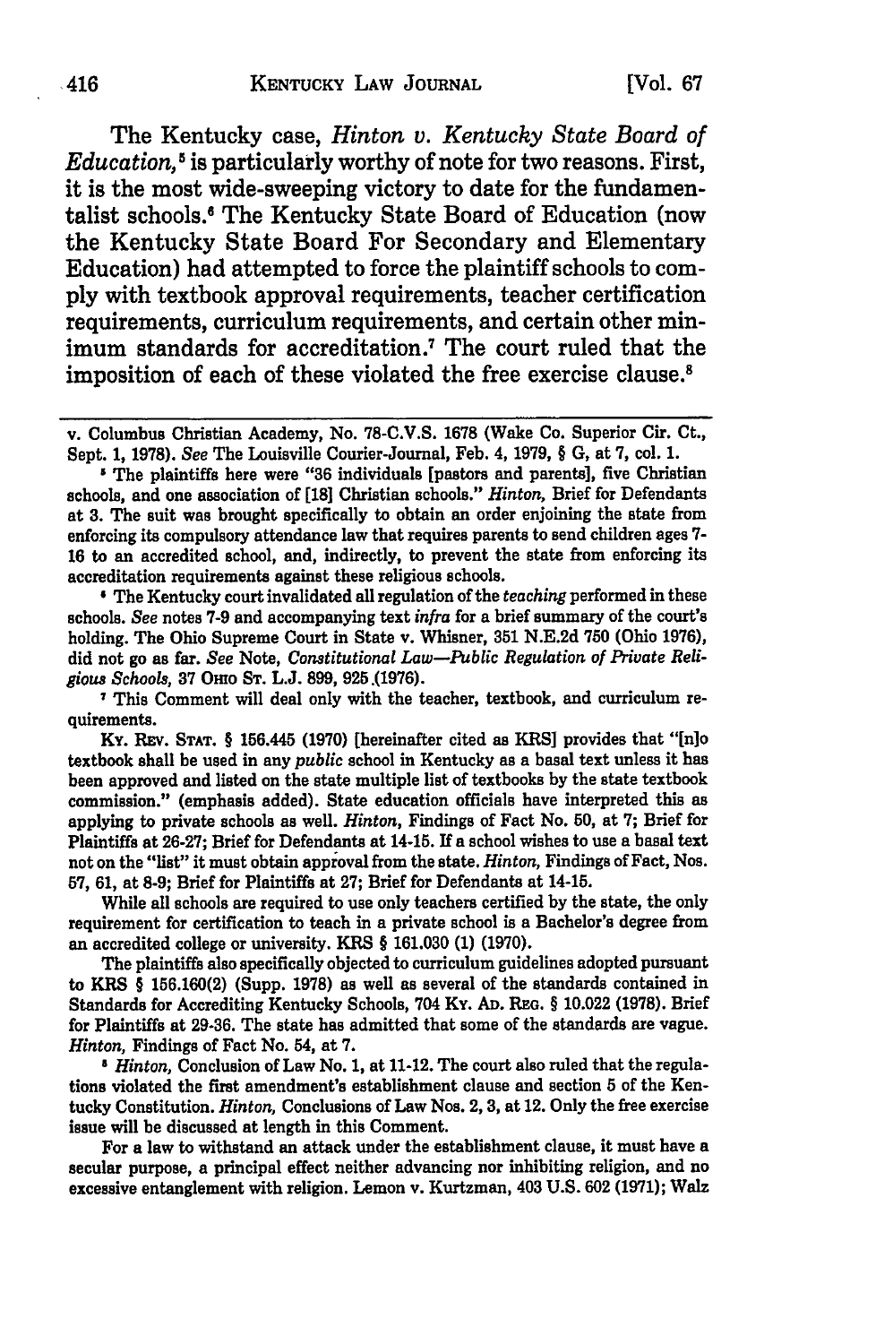The Kentucky case, *Hinton v. Kentucky State Board of Education*,[5] is particularly worthy of note for two reasons. First, it is the most wide-sweeping victory to date for the fundamentalist schools.[6] The Kentucky State Board of Education (now the Kentucky State Board For Secondary and Elementary Education) had attempted to force the plaintiff schools to comply with textbook approval requirements, teacher certification requirements, curriculum requirements, and certain other minimum standards for accreditation.[7] The court ruled that the imposition of each of these violated the free exercise clause.[8]

---

v. Columbus Christian Academy, No. 78-C.V.S. 1678 (Wake Co. Superior Cir. Ct., Sept. 1, 1978). *See* The Louisville Courier-Journal, Feb. 4, 1979, § G, at 7, col. 1.

[5] The plaintiffs here were "36 individuals [pastors and parents], five Christian schools, and one association of [18] Christian schools." *Hinton*, Brief for Defendants at 3. The suit was brought specifically to obtain an order enjoining the state from enforcing its compulsory attendance law that requires parents to send children ages 7-16 to an accredited school, and, indirectly, to prevent the state from enforcing its accreditation requirements against these religious schools.

[6] The Kentucky court invalidated all regulation of the *teaching* performed in these schools. *See* notes 7-9 and accompanying text *infra* for a brief summary of the court's holding. The Ohio Supreme Court in State v. Whisner, 351 N.E.2d 750 (Ohio 1976), did not go as far. *See* Note, *Constitutional Law—Public Regulation of Private Religious Schools*, 37 OHIO ST. L.J. 899, 925 (1976).

[7] This Comment will deal only with the teacher, textbook, and curriculum requirements.

KY. REV. STAT. § 156.445 (1970) [hereinafter cited as KRS] provides that "[n]o textbook shall be used in any *public* school in Kentucky as a basal text unless it has been approved and listed on the state multiple list of textbooks by the state textbook commission." (emphasis added). State education officials have interpreted this as applying to private schools as well. *Hinton*, Findings of Fact No. 50, at 7; Brief for Plaintiffs at 26-27; Brief for Defendants at 14-15. If a school wishes to use a basal text not on the "list" it must obtain approval from the state. *Hinton*, Findings of Fact, Nos. 57, 61, at 8-9; Brief for Plaintiffs at 27; Brief for Defendants at 14-15.

While all schools are required to use only teachers certified by the state, the only requirement for certification to teach in a private school is a Bachelor's degree from an accredited college or university. KRS § 161.030 (1) (1970).

The plaintiffs also specifically objected to curriculum guidelines adopted pursuant to KRS § 156.160(2) (Supp. 1978) as well as several of the standards contained in Standards for Accrediting Kentucky Schools, 704 KY. AD. REG. § 10.022 (1978). Brief for Plaintiffs at 29-36. The state has admitted that some of the standards are vague. *Hinton*, Findings of Fact No. 54, at 7.

[8] *Hinton*, Conclusion of Law No. 1, at 11-12. The court also ruled that the regulations violated the first amendment's establishment clause and section 5 of the Kentucky Constitution. *Hinton*, Conclusions of Law Nos. 2, 3, at 12. Only the free exercise issue will be discussed at length in this Comment.

For a law to withstand an attack under the establishment clause, it must have a secular purpose, a principal effect neither advancing nor inhibiting religion, and no excessive entanglement with religion. Lemon v. Kurtzman, 403 U.S. 602 (1971); Walz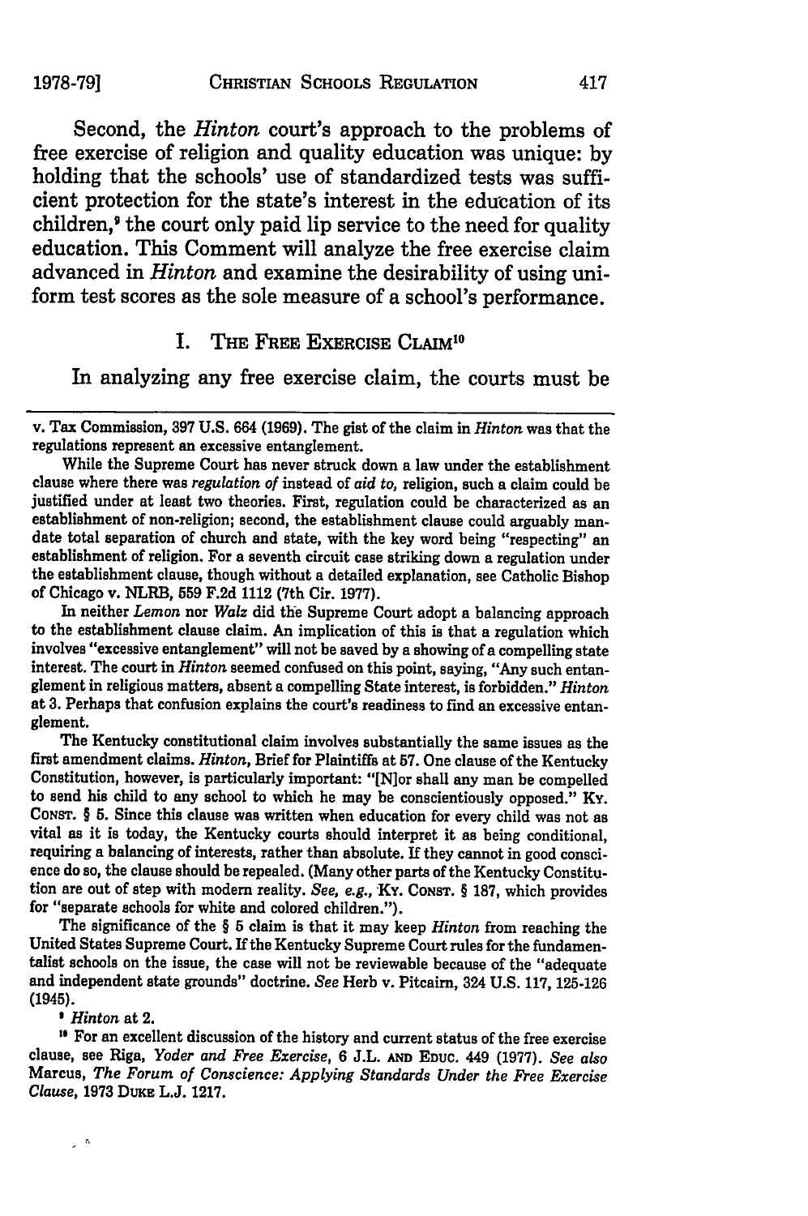Second, the *Hinton* court's approach to the problems of free exercise of religion and quality education was unique: by holding that the schools' use of standardized tests was sufficient protection for the state's interest in the education of its children,[9] the court only paid lip service to the need for quality education. This Comment will analyze the free exercise claim advanced in *Hinton* and examine the desirability of using uniform test scores as the sole measure of a school's performance.

## I. The Free Exercise Claim[10]

In analyzing any free exercise claim, the courts must be

---

v. Tax Commission, 397 U.S. 664 (1969). The gist of the claim in *Hinton* was that the regulations represent an excessive entanglement.

While the Supreme Court has never struck down a law under the establishment clause where there was *regulation of* instead of *aid to*, religion, such a claim could be justified under at least two theories. First, regulation could be characterized as an establishment of non-religion; second, the establishment clause could arguably mandate total separation of church and state, with the key word being "respecting" an establishment of religion. For a seventh circuit case striking down a regulation under the establishment clause, though without a detailed explanation, see Catholic Bishop of Chicago v. NLRB, 559 F.2d 1112 (7th Cir. 1977).

In neither *Lemon* nor *Walz* did the Supreme Court adopt a balancing approach to the establishment clause claim. An implication of this is that a regulation which involves "excessive entanglement" will not be saved by a showing of a compelling state interest. The court in *Hinton* seemed confused on this point, saying, "Any such entanglement in religious matters, absent a compelling State interest, is forbidden." *Hinton* at 3. Perhaps that confusion explains the court's readiness to find an excessive entanglement.

The Kentucky constitutional claim involves substantially the same issues as the first amendment claims. *Hinton*, Brief for Plaintiffs at 57. One clause of the Kentucky Constitution, however, is particularly important: "[N]or shall any man be compelled to send his child to any school to which he may be conscientiously opposed." Ky. Const. § 5. Since this clause was written when education for every child was not as vital as it is today, the Kentucky courts should interpret it as being conditional, requiring a balancing of interests, rather than absolute. If they cannot in good conscience do so, the clause should be repealed. (Many other parts of the Kentucky Constitution are out of step with modern reality. *See, e.g.*, Ky. Const. § 187, which provides for "separate schools for white and colored children.").

The significance of the § 5 claim is that it may keep *Hinton* from reaching the United States Supreme Court. If the Kentucky Supreme Court rules for the fundamentalist schools on the issue, the case will not be reviewable because of the "adequate and independent state grounds" doctrine. *See* Herb v. Pitcairn, 324 U.S. 117, 125-126 (1945).

[9] *Hinton* at 2.

[10] For an excellent discussion of the history and current status of the free exercise clause, see Riga, *Yoder and Free Exercise*, 6 J.L. and Educ. 449 (1977). *See also* Marcus, *The Forum of Conscience: Applying Standards Under the Free Exercise Clause*, 1973 Duke L.J. 1217.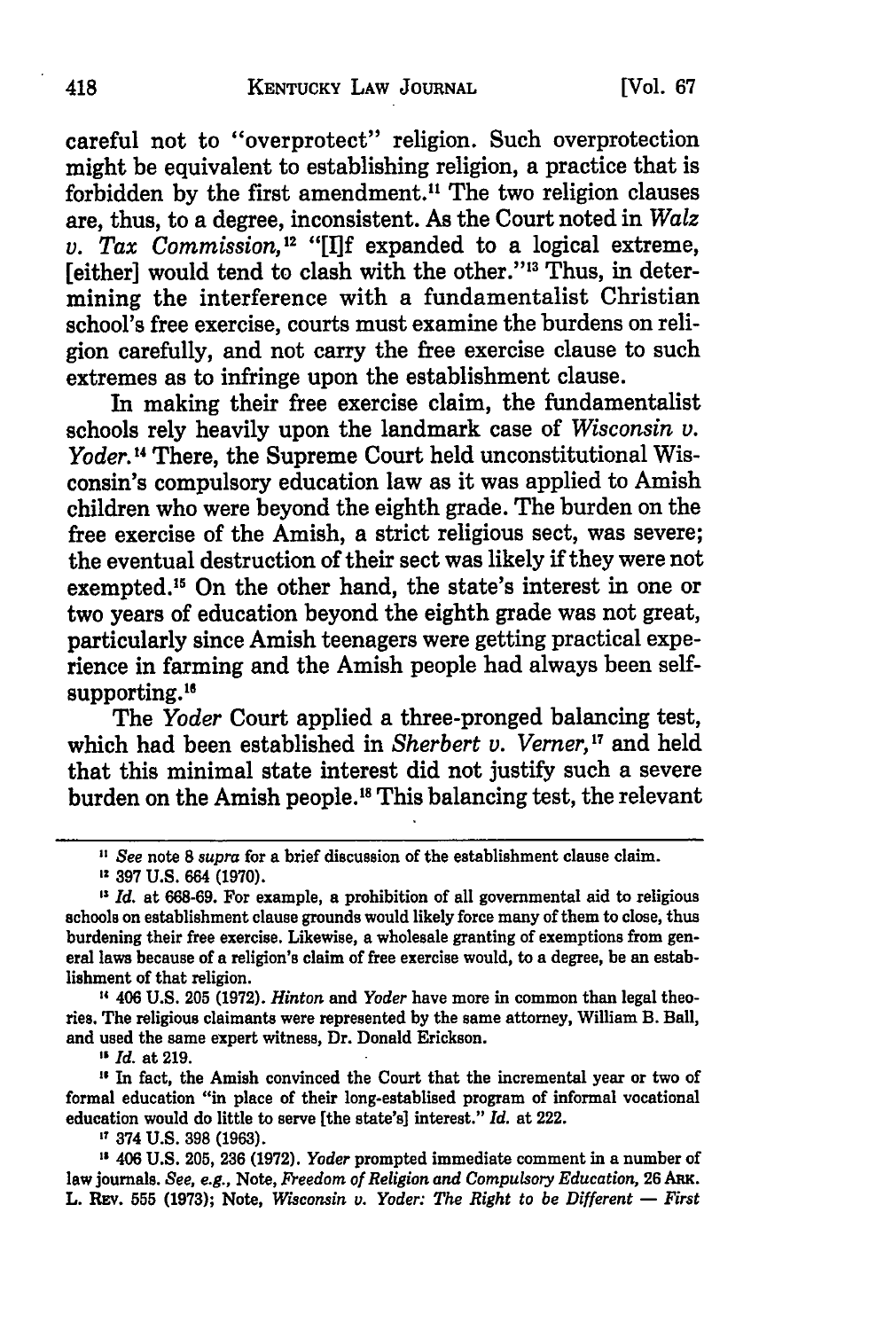careful not to "overprotect" religion. Such overprotection might be equivalent to establishing religion, a practice that is forbidden by the first amendment.[11] The two religion clauses are, thus, to a degree, inconsistent. As the Court noted in *Walz v. Tax Commission*,[12] "[I]f expanded to a logical extreme, [either] would tend to clash with the other."[13] Thus, in determining the interference with a fundamentalist Christian school's free exercise, courts must examine the burdens on religion carefully, and not carry the free exercise clause to such extremes as to infringe upon the establishment clause.

In making their free exercise claim, the fundamentalist schools rely heavily upon the landmark case of *Wisconsin v. Yoder*.[14] There, the Supreme Court held unconstitutional Wisconsin's compulsory education law as it was applied to Amish children who were beyond the eighth grade. The burden on the free exercise of the Amish, a strict religious sect, was severe; the eventual destruction of their sect was likely if they were not exempted.[15] On the other hand, the state's interest in one or two years of education beyond the eighth grade was not great, particularly since Amish teenagers were getting practical experience in farming and the Amish people had always been self-supporting.[16]

The *Yoder* Court applied a three-pronged balancing test, which had been established in *Sherbert v. Verner*,[17] and held that this minimal state interest did not justify such a severe burden on the Amish people.[18] This balancing test, the relevant

---

[11] *See* note 8 *supra* for a brief discussion of the establishment clause claim.

[12] 397 U.S. 664 (1970).

[13] *Id.* at 668-69. For example, a prohibition of all governmental aid to religious schools on establishment clause grounds would likely force many of them to close, thus burdening their free exercise. Likewise, a wholesale granting of exemptions from general laws because of a religion's claim of free exercise would, to a degree, be an establishment of that religion.

[14] 406 U.S. 205 (1972). *Hinton* and *Yoder* have more in common than legal theories. The religious claimants were represented by the same attorney, William B. Ball, and used the same expert witness, Dr. Donald Erickson.

[15] *Id.* at 219.

[16] In fact, the Amish convinced the Court that the incremental year or two of formal education "in place of their long-established program of informal vocational education would do little to serve [the state's] interest." *Id.* at 222.

[17] 374 U.S. 398 (1963).

[18] 406 U.S. 205, 236 (1972). *Yoder* prompted immediate comment in a number of law journals. *See, e.g.*, Note, *Freedom of Religion and Compulsory Education*, 26 ARK. L. REV. 555 (1973); Note, *Wisconsin v. Yoder: The Right to be Different — First*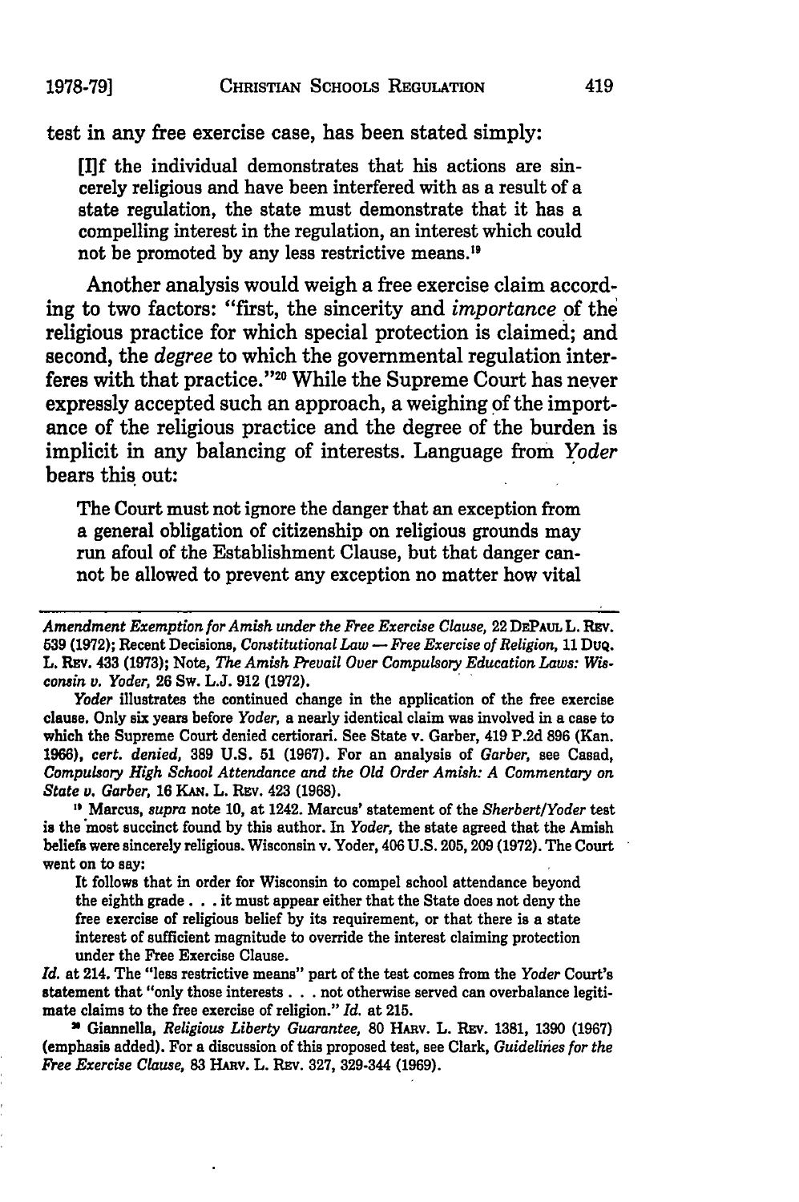test in any free exercise case, has been stated simply:

> [I]f the individual demonstrates that his actions are sincerely religious and have been interfered with as a result of a state regulation, the state must demonstrate that it has a compelling interest in the regulation, an interest which could not be promoted by any less restrictive means.[19]

Another analysis would weigh a free exercise claim according to two factors: "first, the sincerity and *importance* of the religious practice for which special protection is claimed; and second, the *degree* to which the governmental regulation interferes with that practice."[20] While the Supreme Court has never expressly accepted such an approach, a weighing of the importance of the religious practice and the degree of the burden is implicit in any balancing of interests. Language from *Yoder* bears this out:

> The Court must not ignore the danger that an exception from a general obligation of citizenship on religious grounds may run afoul of the Establishment Clause, but that danger cannot be allowed to prevent any exception no matter how vital

---

*Amendment Exemption for Amish under the Free Exercise Clause,* 22 DePaul L. Rev. 539 (1972); Recent Decisions, *Constitutional Law — Free Exercise of Religion,* 11 Duq. L. Rev. 433 (1973); Note, *The Amish Prevail Over Compulsory Education Laws: Wisconsin v. Yoder,* 26 Sw. L.J. 912 (1972).

*Yoder* illustrates the continued change in the application of the free exercise clause. Only six years before *Yoder,* a nearly identical claim was involved in a case to which the Supreme Court denied certiorari. See State v. Garber, 419 P.2d 896 (Kan. 1966), *cert. denied,* 389 U.S. 51 (1967). For an analysis of *Garber,* see Casad, *Compulsory High School Attendance and the Old Order Amish: A Commentary on State v. Garber,* 16 Kan. L. Rev. 423 (1968).

[19] Marcus, *supra* note 10, at 1242. Marcus' statement of the *Sherbert/Yoder* test is the most succinct found by this author. In *Yoder,* the state agreed that the Amish beliefs were sincerely religious. Wisconsin v. Yoder, 406 U.S. 205, 209 (1972). The Court went on to say:

> It follows that in order for Wisconsin to compel school attendance beyond the eighth grade . . . it must appear either that the State does not deny the free exercise of religious belief by its requirement, or that there is a state interest of sufficient magnitude to override the interest claiming protection under the Free Exercise Clause.

*Id.* at 214. The "less restrictive means" part of the test comes from the *Yoder* Court's statement that "only those interests . . . not otherwise served can overbalance legitimate claims to the free exercise of religion." *Id.* at 215.

[20] Giannella, *Religious Liberty Guarantee,* 80 Harv. L. Rev. 1381, 1390 (1967) (emphasis added). For a discussion of this proposed test, see Clark, *Guidelines for the Free Exercise Clause,* 83 Harv. L. Rev. 327, 329-344 (1969).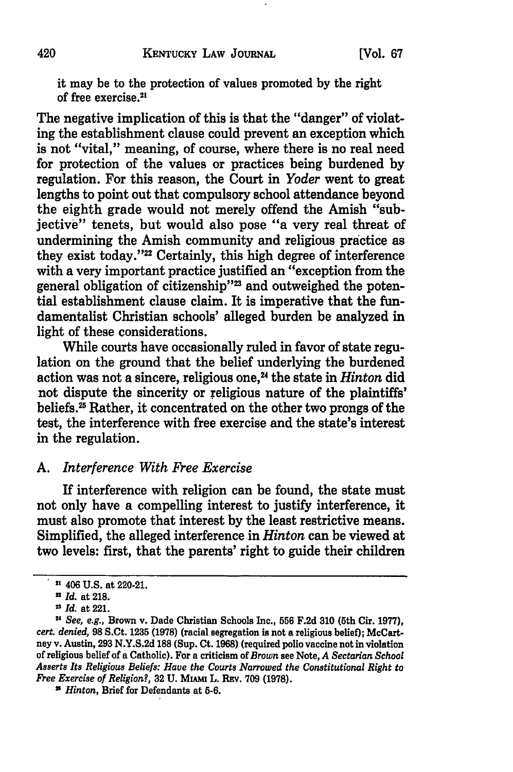it may be to the protection of values promoted by the right of free exercise.[21]

The negative implication of this is that the "danger" of violating the establishment clause could prevent an exception which is not "vital," meaning, of course, where there is no real need for protection of the values or practices being burdened by regulation. For this reason, the Court in *Yoder* went to great lengths to point out that compulsory school attendance beyond the eighth grade would not merely offend the Amish "subjective" tenets, but would also pose "a very real threat of undermining the Amish community and religious practice as they exist today."[22] Certainly, this high degree of interference with a very important practice justified an "exception from the general obligation of citizenship"[23] and outweighed the potential establishment clause claim. It is imperative that the fundamentalist Christian schools' alleged burden be analyzed in light of these considerations.

While courts have occasionally ruled in favor of state regulation on the ground that the belief underlying the burdened action was not a sincere, religious one,[24] the state in *Hinton* did not dispute the sincerity or religious nature of the plaintiffs' beliefs.[25] Rather, it concentrated on the other two prongs of the test, the interference with free exercise and the state's interest in the regulation.

### A. *Interference With Free Exercise*

If interference with religion can be found, the state must not only have a compelling interest to justify interference, it must also promote that interest by the least restrictive means. Simplified, the alleged interference in *Hinton* can be viewed at two levels: first, that the parents' right to guide their children

---

[21] 406 U.S. at 220-21.

[22] *Id.* at 218.

[23] *Id.* at 221.

[24] *See, e.g.,* Brown v. Dade Christian Schools Inc., 556 F.2d 310 (5th Cir. 1977), *cert. denied,* 98 S.Ct. 1235 (1978) (racial segregation is not a religious belief); McCartney v. Austin, 293 N.Y.S.2d 188 (Sup. Ct. 1968) (required polio vaccine not in violation of religious belief of a Catholic). For a criticism of *Brown* see Note, *A Sectarian School Asserts Its Religious Beliefs: Have the Courts Narrowed the Constitutional Right to Free Exercise of Religion?,* 32 U. MIAMI L. REV. 709 (1978).

[25] *Hinton,* Brief for Defendants at 5-6.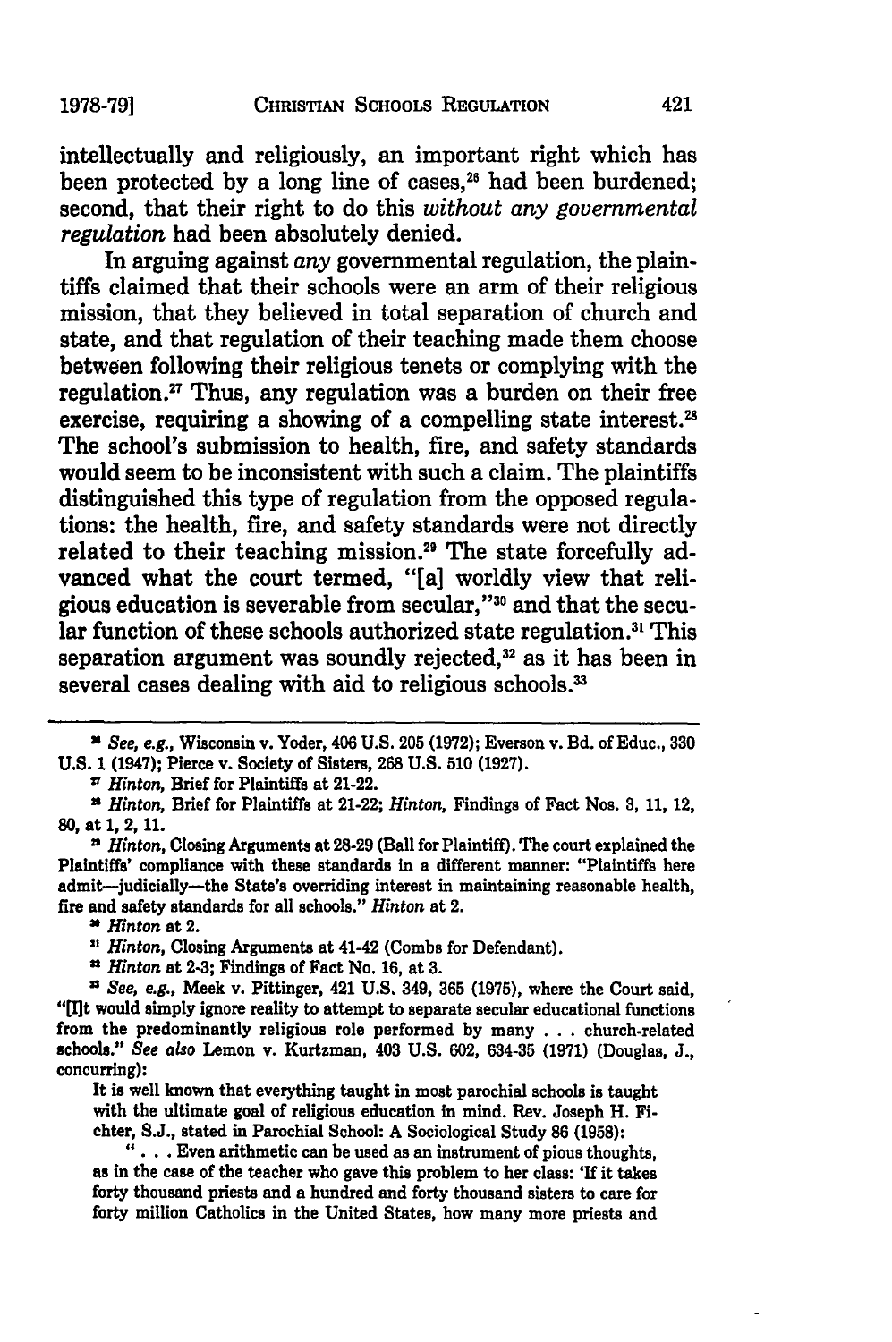intellectually and religiously, an important right which has been protected by a long line of cases,[26] had been burdened; second, that their right to do this *without any governmental regulation* had been absolutely denied.

In arguing against *any* governmental regulation, the plaintiffs claimed that their schools were an arm of their religious mission, that they believed in total separation of church and state, and that regulation of their teaching made them choose between following their religious tenets or complying with the regulation.[27] Thus, any regulation was a burden on their free exercise, requiring a showing of a compelling state interest.[28] The school's submission to health, fire, and safety standards would seem to be inconsistent with such a claim. The plaintiffs distinguished this type of regulation from the opposed regulations: the health, fire, and safety standards were not directly related to their teaching mission.[29] The state forcefully advanced what the court termed, "[a] worldly view that religious education is severable from secular,"[30] and that the secular function of these schools authorized state regulation.[31] This separation argument was soundly rejected,[32] as it has been in several cases dealing with aid to religious schools.[33]

---

[26] *See, e.g.,* Wisconsin v. Yoder, 406 U.S. 205 (1972); Everson v. Bd. of Educ., 330 U.S. 1 (1947); Pierce v. Society of Sisters, 268 U.S. 510 (1927).

[27] *Hinton,* Brief for Plaintiffs at 21-22.

[28] *Hinton,* Brief for Plaintiffs at 21-22; *Hinton,* Findings of Fact Nos. 3, 11, 12, 80, at 1, 2, 11.

[29] *Hinton,* Closing Arguments at 28-29 (Ball for Plaintiff). The court explained the Plaintiffs' compliance with these standards in a different manner: "Plaintiffs here admit—judicially—the State's overriding interest in maintaining reasonable health, fire and safety standards for all schools." *Hinton* at 2.

[30] *Hinton* at 2.

[31] *Hinton,* Closing Arguments at 41-42 (Combs for Defendant).

[32] *Hinton* at 2-3; Findings of Fact No. 16, at 3.

[33] *See, e.g.,* Meek v. Pittinger, 421 U.S. 349, 365 (1975), where the Court said, "[I]t would simply ignore reality to attempt to separate secular educational functions from the predominantly religious role performed by many . . . church-related schools." *See also* Lemon v. Kurtzman, 403 U.S. 602, 634-35 (1971) (Douglas, J., concurring):

> It is well known that everything taught in most parochial schools is taught with the ultimate goal of religious education in mind. Rev. Joseph H. Fichter, S.J., stated in Parochial School: A Sociological Study 86 (1958):
>
> " . . . Even arithmetic can be used as an instrument of pious thoughts, as in the case of the teacher who gave this problem to her class: 'If it takes forty thousand priests and a hundred and forty thousand sisters to care for forty million Catholics in the United States, how many more priests and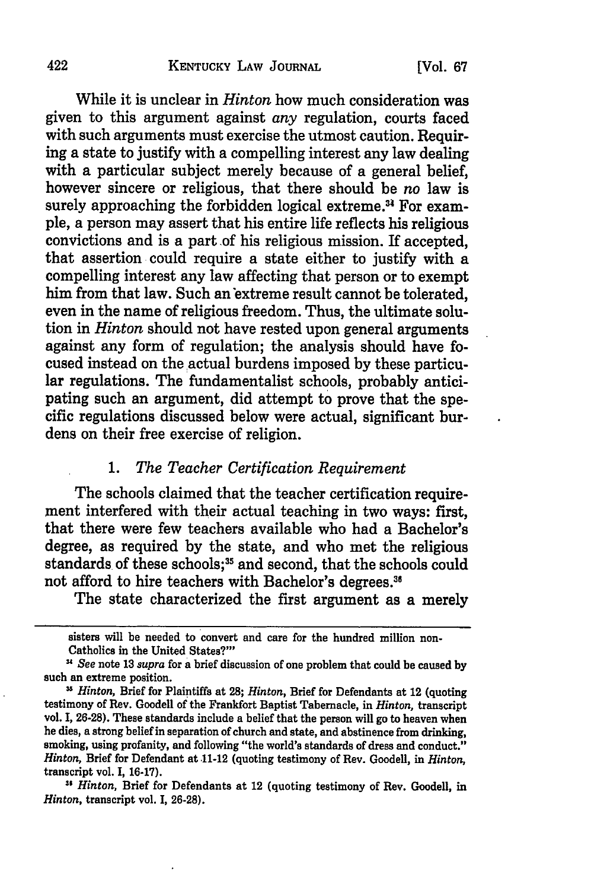While it is unclear in *Hinton* how much consideration was given to this argument against *any* regulation, courts faced with such arguments must exercise the utmost caution. Requiring a state to justify with a compelling interest any law dealing with a particular subject merely because of a general belief, however sincere or religious, that there should be *no* law is surely approaching the forbidden logical extreme.[34] For example, a person may assert that his entire life reflects his religious convictions and is a part of his religious mission. If accepted, that assertion could require a state either to justify with a compelling interest any law affecting that person or to exempt him from that law. Such an extreme result cannot be tolerated, even in the name of religious freedom. Thus, the ultimate solution in *Hinton* should not have rested upon general arguments against any form of regulation; the analysis should have focused instead on the actual burdens imposed by these particular regulations. The fundamentalist schools, probably anticipating such an argument, did attempt to prove that the specific regulations discussed below were actual, significant burdens on their free exercise of religion.

### 1. *The Teacher Certification Requirement*

The schools claimed that the teacher certification requirement interfered with their actual teaching in two ways: first, that there were few teachers available who had a Bachelor's degree, as required by the state, and who met the religious standards of these schools;[35] and second, that the schools could not afford to hire teachers with Bachelor's degrees.[36]

The state characterized the first argument as a merely

---

sisters will be needed to convert and care for the hundred million non-Catholics in the United States?'"

[34] *See* note 13 *supra* for a brief discussion of one problem that could be caused by such an extreme position.

[35] *Hinton*, Brief for Plaintiffs at 28; *Hinton*, Brief for Defendants at 12 (quoting testimony of Rev. Goodell of the Frankfort Baptist Tabernacle, in *Hinton*, transcript vol. I, 26-28). These standards include a belief that the person will go to heaven when he dies, a strong belief in separation of church and state, and abstinence from drinking, smoking, using profanity, and following "the world's standards of dress and conduct." *Hinton*, Brief for Defendant at 11-12 (quoting testimony of Rev. Goodell, in *Hinton*, transcript vol. I, 16-17).

[36] *Hinton*, Brief for Defendants at 12 (quoting testimony of Rev. Goodell, in *Hinton*, transcript vol. I, 26-28).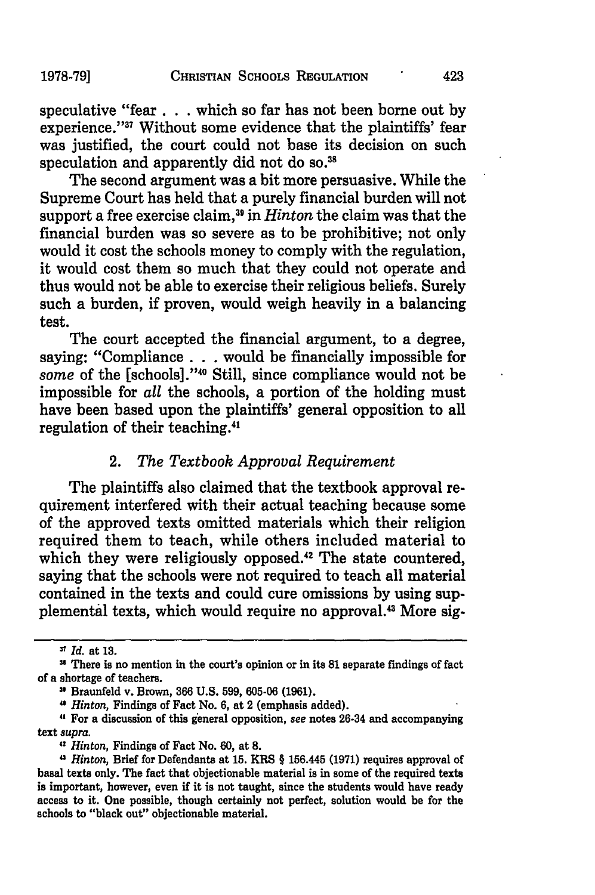speculative "fear . . . which so far has not been borne out by experience."[37] Without some evidence that the plaintiffs' fear was justified, the court could not base its decision on such speculation and apparently did not do so.[38]

The second argument was a bit more persuasive. While the Supreme Court has held that a purely financial burden will not support a free exercise claim,[39] in *Hinton* the claim was that the financial burden was so severe as to be prohibitive; not only would it cost the schools money to comply with the regulation, it would cost them so much that they could not operate and thus would not be able to exercise their religious beliefs. Surely such a burden, if proven, would weigh heavily in a balancing test.

The court accepted the financial argument, to a degree, saying: "Compliance . . . would be financially impossible for *some* of the [schools]."[40] Still, since compliance would not be impossible for *all* the schools, a portion of the holding must have been based upon the plaintiffs' general opposition to all regulation of their teaching.[41]

### 2. *The Textbook Approval Requirement*

The plaintiffs also claimed that the textbook approval requirement interfered with their actual teaching because some of the approved texts omitted materials which their religion required them to teach, while others included material to which they were religiously opposed.[42] The state countered, saying that the schools were not required to teach all material contained in the texts and could cure omissions by using supplemental texts, which would require no approval.[43] More sig-

---

[37] *Id.* at 13.

[38] There is no mention in the court's opinion or in its 81 separate findings of fact of a shortage of teachers.

[39] Braunfeld v. Brown, 366 U.S. 599, 605-06 (1961).

[40] *Hinton,* Findings of Fact No. 6, at 2 (emphasis added).

[41] For a discussion of this general opposition, *see* notes 26-34 and accompanying text *supra.*

[42] *Hinton,* Findings of Fact No. 60, at 8.

[43] *Hinton,* Brief for Defendants at 15. KRS § 156.445 (1971) requires approval of basal texts only. The fact that objectionable material is in some of the required texts is important, however, even if it is not taught, since the students would have ready access to it. One possible, though certainly not perfect, solution would be for the schools to "black out" objectionable material.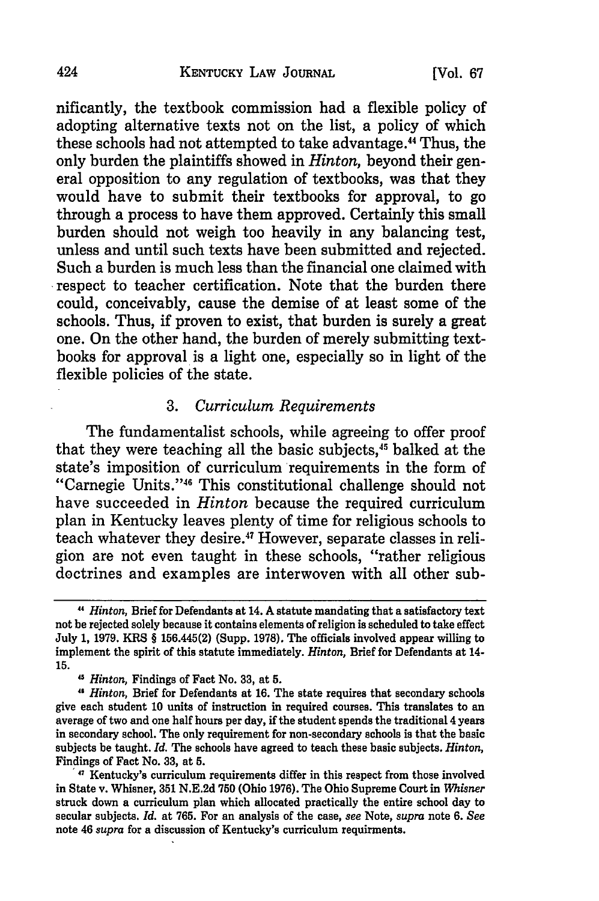nificantly, the textbook commission had a flexible policy of adopting alternative texts not on the list, a policy of which these schools had not attempted to take advantage.[44] Thus, the only burden the plaintiffs showed in *Hinton*, beyond their general opposition to any regulation of textbooks, was that they would have to submit their textbooks for approval, to go through a process to have them approved. Certainly this small burden should not weigh too heavily in any balancing test, unless and until such texts have been submitted and rejected. Such a burden is much less than the financial one claimed with respect to teacher certification. Note that the burden there could, conceivably, cause the demise of at least some of the schools. Thus, if proven to exist, that burden is surely a great one. On the other hand, the burden of merely submitting textbooks for approval is a light one, especially so in light of the flexible policies of the state.

### 3. *Curriculum Requirements*

The fundamentalist schools, while agreeing to offer proof that they were teaching all the basic subjects,[45] balked at the state's imposition of curriculum requirements in the form of "Carnegie Units."[46] This constitutional challenge should not have succeeded in *Hinton* because the required curriculum plan in Kentucky leaves plenty of time for religious schools to teach whatever they desire.[47] However, separate classes in religion are not even taught in these schools, "rather religious doctrines and examples are interwoven with all other sub-

---

[44] *Hinton*, Brief for Defendants at 14. A statute mandating that a satisfactory text not be rejected solely because it contains elements of religion is scheduled to take effect July 1, 1979. KRS § 156.445(2) (Supp. 1978). The officials involved appear willing to implement the spirit of this statute immediately. *Hinton*, Brief for Defendants at 14-15.

[45] *Hinton*, Findings of Fact No. 33, at 5.

[46] *Hinton*, Brief for Defendants at 16. The state requires that secondary schools give each student 10 units of instruction in required courses. This translates to an average of two and one half hours per day, if the student spends the traditional 4 years in secondary school. The only requirement for non-secondary schools is that the basic subjects be taught. *Id.* The schools have agreed to teach these basic subjects. *Hinton*, Findings of Fact No. 33, at 5.

[47] Kentucky's curriculum requirements differ in this respect from those involved in State v. Whisner, 351 N.E.2d 750 (Ohio 1976). The Ohio Supreme Court in *Whisner* struck down a curriculum plan which allocated practically the entire school day to secular subjects. *Id.* at 765. For an analysis of the case, *see* Note, *supra* note 6. *See* note 46 *supra* for a discussion of Kentucky's curriculum requirments.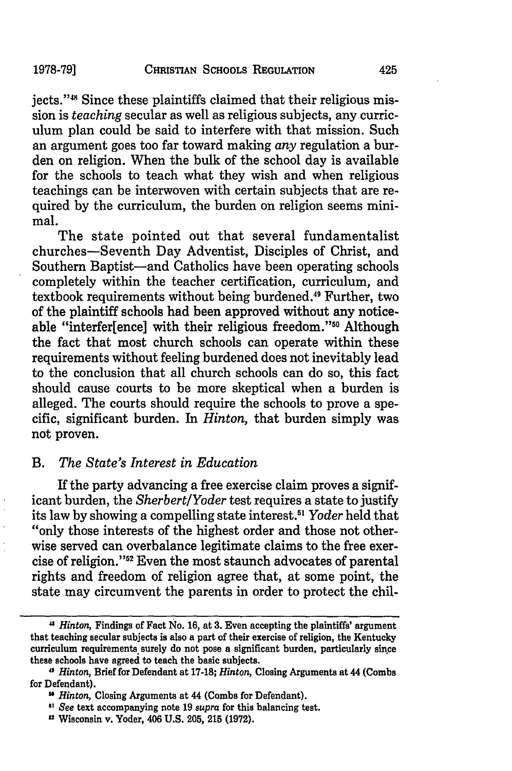jects."[48] Since these plaintiffs claimed that their religious mission is *teaching* secular as well as religious subjects, any curriculum plan could be said to interfere with that mission. Such an argument goes too far toward making *any* regulation a burden on religion. When the bulk of the school day is available for the schools to teach what they wish and when religious teachings can be interwoven with certain subjects that are required by the curriculum, the burden on religion seems minimal.

The state pointed out that several fundamentalist churches—Seventh Day Adventist, Disciples of Christ, and Southern Baptist—and Catholics have been operating schools completely within the teacher certification, curriculum, and textbook requirements without being burdened.[49] Further, two of the plaintiff schools had been approved without any noticeable "interfer[ence] with their religious freedom."[50] Although the fact that most church schools can operate within these requirements without feeling burdened does not inevitably lead to the conclusion that all church schools can do so, this fact should cause courts to be more skeptical when a burden is alleged. The courts should require the schools to prove a specific, significant burden. In *Hinton*, that burden simply was not proven.

### B. *The State's Interest in Education*

If the party advancing a free exercise claim proves a significant burden, the *Sherbert/Yoder* test requires a state to justify its law by showing a compelling state interest.[51] *Yoder* held that "only those interests of the highest order and those not otherwise served can overbalance legitimate claims to the free exercise of religion."[52] Even the most staunch advocates of parental rights and freedom of religion agree that, at some point, the state may circumvent the parents in order to protect the chil-

---

[48] *Hinton*, Findings of Fact No. 16, at 3. Even accepting the plaintiffs' argument that teaching secular subjects is also a part of their exercise of religion, the Kentucky curriculum requirements surely do not pose a significant burden, particularly since these schools have agreed to teach the basic subjects.

[49] *Hinton*, Brief for Defendant at 17-18; *Hinton*, Closing Arguments at 44 (Combs for Defendant).

[50] *Hinton*, Closing Arguments at 44 (Combs for Defendant).

[51] *See* text accompanying note 19 *supra* for this balancing test.

[52] Wisconsin v. Yoder, 406 U.S. 205, 215 (1972).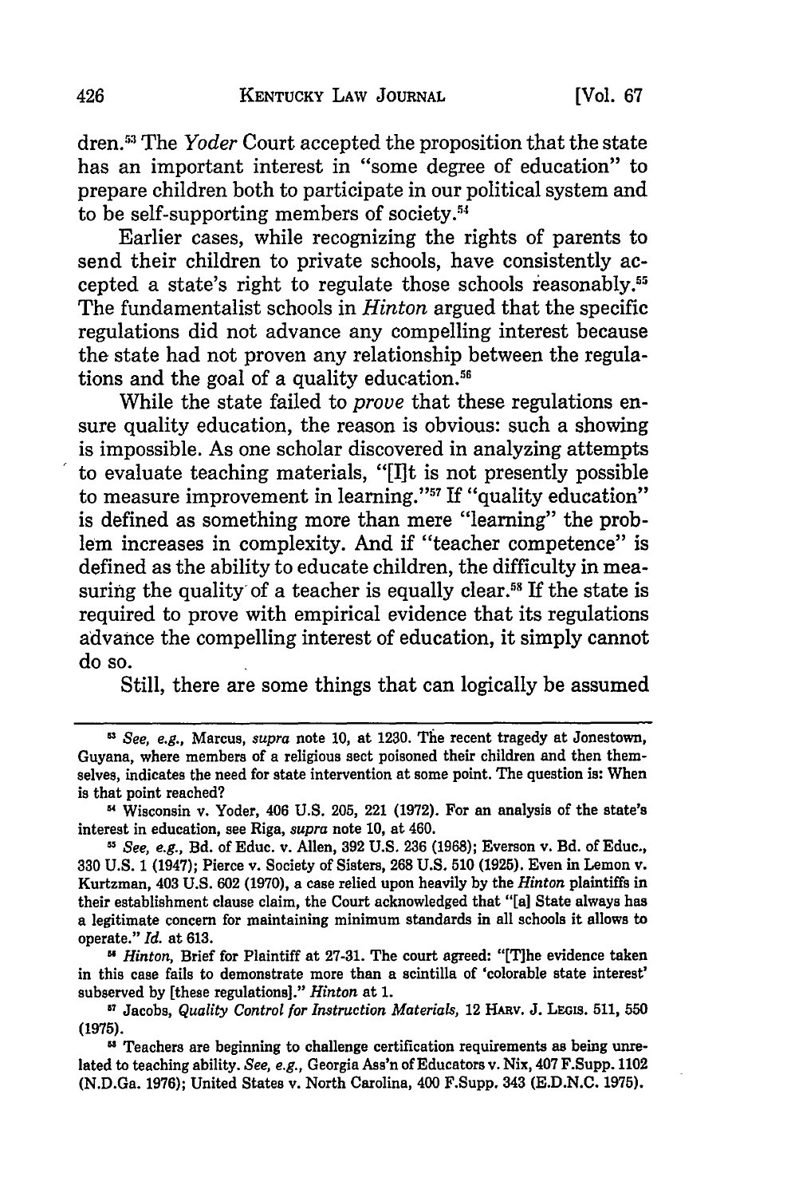dren.[53] The *Yoder* Court accepted the proposition that the state has an important interest in "some degree of education" to prepare children both to participate in our political system and to be self-supporting members of society.[54]

Earlier cases, while recognizing the rights of parents to send their children to private schools, have consistently accepted a state's right to regulate those schools reasonably.[55] The fundamentalist schools in *Hinton* argued that the specific regulations did not advance any compelling interest because the state had not proven any relationship between the regulations and the goal of a quality education.[56]

While the state failed to *prove* that these regulations ensure quality education, the reason is obvious: such a showing is impossible. As one scholar discovered in analyzing attempts to evaluate teaching materials, "[I]t is not presently possible to measure improvement in learning."[57] If "quality education" is defined as something more than mere "learning" the problem increases in complexity. And if "teacher competence" is defined as the ability to educate children, the difficulty in measuring the quality of a teacher is equally clear.[58] If the state is required to prove with empirical evidence that its regulations advance the compelling interest of education, it simply cannot do so.

Still, there are some things that can logically be assumed

---

[53] *See, e.g.*, Marcus, *supra* note 10, at 1230. The recent tragedy at Jonestown, Guyana, where members of a religious sect poisoned their children and then themselves, indicates the need for state intervention at some point. The question is: When is that point reached?

[54] Wisconsin v. Yoder, 406 U.S. 205, 221 (1972). For an analysis of the state's interest in education, see Riga, *supra* note 10, at 460.

[55] *See, e.g.*, Bd. of Educ. v. Allen, 392 U.S. 236 (1968); Everson v. Bd. of Educ., 330 U.S. 1 (1947); Pierce v. Society of Sisters, 268 U.S. 510 (1925). Even in Lemon v. Kurtzman, 403 U.S. 602 (1970), a case relied upon heavily by the *Hinton* plaintiffs in their establishment clause claim, the Court acknowledged that "[a] State always has a legitimate concern for maintaining minimum standards in all schools it allows to operate." *Id.* at 613.

[56] *Hinton*, Brief for Plaintiff at 27-31. The court agreed: "[T]he evidence taken in this case fails to demonstrate more than a scintilla of 'colorable state interest' subserved by [these regulations]." *Hinton* at 1.

[57] Jacobs, *Quality Control for Instruction Materials*, 12 HARV. J. LEGIS. 511, 550 (1975).

[58] Teachers are beginning to challenge certification requirements as being unrelated to teaching ability. *See, e.g.*, Georgia Ass'n of Educators v. Nix, 407 F.Supp. 1102 (N.D.Ga. 1976); United States v. North Carolina, 400 F.Supp. 343 (E.D.N.C. 1975).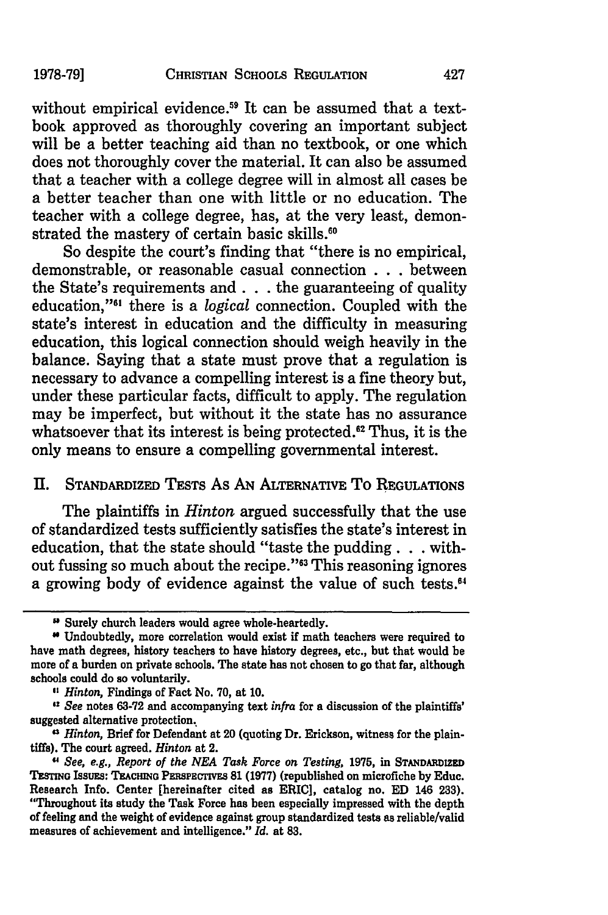without empirical evidence.[59] It can be assumed that a textbook approved as thoroughly covering an important subject will be a better teaching aid than no textbook, or one which does not thoroughly cover the material. It can also be assumed that a teacher with a college degree will in almost all cases be a better teacher than one with little or no education. The teacher with a college degree, has, at the very least, demonstrated the mastery of certain basic skills.[60]

So despite the court's finding that "there is no empirical, demonstrable, or reasonable casual connection . . . between the State's requirements and . . . the guaranteeing of quality education,"[61] there is a *logical* connection. Coupled with the state's interest in education and the difficulty in measuring education, this logical connection should weigh heavily in the balance. Saying that a state must prove that a regulation is necessary to advance a compelling interest is a fine theory but, under these particular facts, difficult to apply. The regulation may be imperfect, but without it the state has no assurance whatsoever that its interest is being protected.[62] Thus, it is the only means to ensure a compelling governmental interest.

## II. Standardized Tests As An Alternative To Regulations

The plaintiffs in *Hinton* argued successfully that the use of standardized tests sufficiently satisfies the state's interest in education, that the state should "taste the pudding . . . without fussing so much about the recipe."[63] This reasoning ignores a growing body of evidence against the value of such tests.[64]

---

[59] Surely church leaders would agree whole-heartedly.

[60] Undoubtedly, more correlation would exist if math teachers were required to have math degrees, history teachers to have history degrees, etc., but that would be more of a burden on private schools. The state has not chosen to go that far, although schools could do so voluntarily.

[61] *Hinton*, Findings of Fact No. 70, at 10.

[62] *See* notes 63-72 and accompanying text *infra* for a discussion of the plaintiffs' suggested alternative protection.

[63] *Hinton*, Brief for Defendant at 20 (quoting Dr. Erickson, witness for the plaintiffs). The court agreed. *Hinton* at 2.

[64] *See, e.g., Report of the NEA Task Force on Testing*, 1975, in Standardized Testing Issues: Teaching Perspectives 81 (1977) (republished on microfiche by Educ. Research Info. Center [hereinafter cited as ERIC], catalog no. ED 146 233). "Throughout its study the Task Force has been especially impressed with the depth of feeling and the weight of evidence against group standardized tests as reliable/valid measures of achievement and intelligence." *Id.* at 83.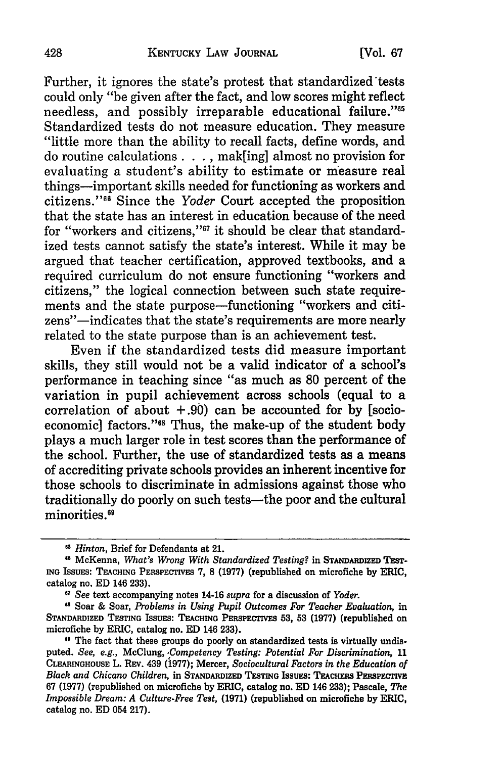Further, it ignores the state's protest that standardized tests could only "be given after the fact, and low scores might reflect needless, and possibly irreparable educational failure."[65] Standardized tests do not measure education. They measure "little more than the ability to recall facts, define words, and do routine calculations . . . , mak[ing] almost no provision for evaluating a student's ability to estimate or measure real things—important skills needed for functioning as workers and citizens."[66] Since the *Yoder* Court accepted the proposition that the state has an interest in education because of the need for "workers and citizens,"[67] it should be clear that standardized tests cannot satisfy the state's interest. While it may be argued that teacher certification, approved textbooks, and a required curriculum do not ensure functioning "workers and citizens," the logical connection between such state requirements and the state purpose—functioning "workers and citizens"—indicates that the state's requirements are more nearly related to the state purpose than is an achievement test.

Even if the standardized tests did measure important skills, they still would not be a valid indicator of a school's performance in teaching since "as much as 80 percent of the variation in pupil achievement across schools (equal to a correlation of about +.90) can be accounted for by [socio-economic] factors."[68] Thus, the make-up of the student body plays a much larger role in test scores than the performance of the school. Further, the use of standardized tests as a means of accrediting private schools provides an inherent incentive for those schools to discriminate in admissions against those who traditionally do poorly on such tests—the poor and the cultural minorities.[69]

---

[65] *Hinton*, Brief for Defendants at 21.

[66] McKenna, *What's Wrong With Standardized Testing?* in STANDARDIZED TESTING ISSUES: TEACHING PERSPECTIVES 7, 8 (1977) (republished on microfiche by ERIC, catalog no. ED 146 233).

[67] *See* text accompanying notes 14-16 *supra* for a discussion of *Yoder*.

[68] Soar & Soar, *Problems in Using Pupil Outcomes For Teacher Evaluation*, in STANDARDIZED TESTING ISSUES: TEACHING PERSPECTIVES 53, 53 (1977) (republished on microfiche by ERIC, catalog no. ED 146 233).

[69] The fact that these groups do poorly on standardized tests is virtually undisputed. *See, e.g.*, McClung, *Competency Testing: Potential For Discrimination*, 11 CLEARINGHOUSE L. REV. 439 (1977); Mercer, *Sociocultural Factors in the Education of Black and Chicano Children*, in STANDARDIZED TESTING ISSUES: TEACHERS PERSPECTIVE 67 (1977) (republished on microfiche by ERIC, catalog no. ED 146 233); Pascale, *The Impossible Dream: A Culture-Free Test*, (1971) (republished on microfiche by ERIC, catalog no. ED 054 217).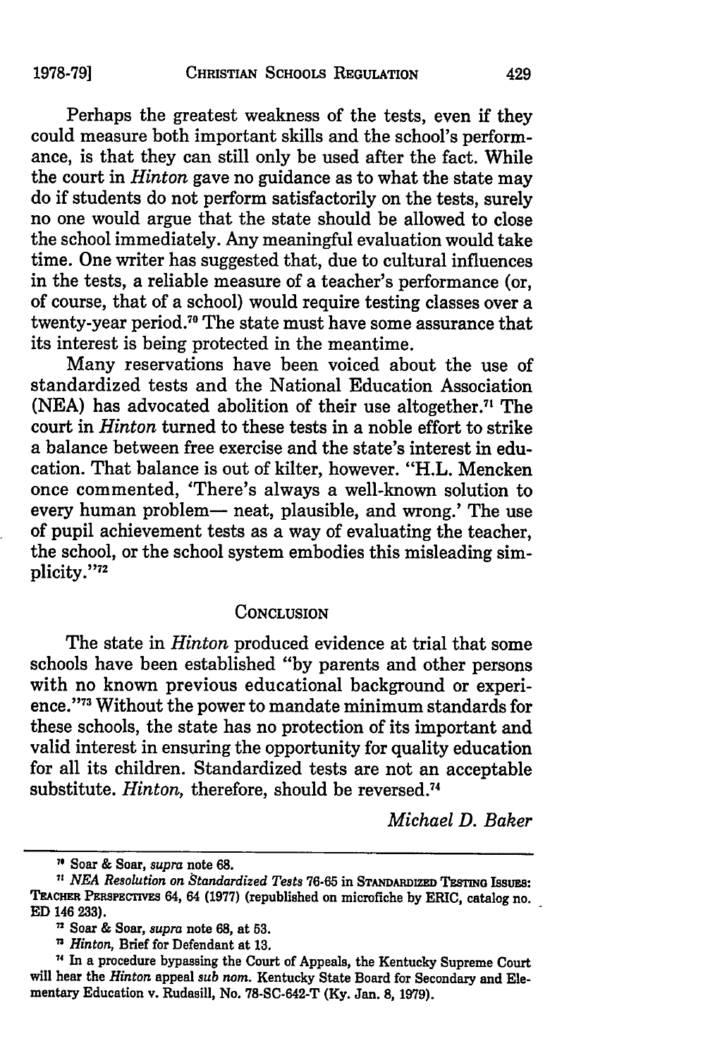Perhaps the greatest weakness of the tests, even if they could measure both important skills and the school's performance, is that they can still only be used after the fact. While the court in *Hinton* gave no guidance as to what the state may do if students do not perform satisfactorily on the tests, surely no one would argue that the state should be allowed to close the school immediately. Any meaningful evaluation would take time. One writer has suggested that, due to cultural influences in the tests, a reliable measure of a teacher's performance (or, of course, that of a school) would require testing classes over a twenty-year period.[70] The state must have some assurance that its interest is being protected in the meantime.

Many reservations have been voiced about the use of standardized tests and the National Education Association (NEA) has advocated abolition of their use altogether.[71] The court in *Hinton* turned to these tests in a noble effort to strike a balance between free exercise and the state's interest in education. That balance is out of kilter, however. "H.L. Mencken once commented, 'There's always a well-known solution to every human problem— neat, plausible, and wrong.' The use of pupil achievement tests as a way of evaluating the teacher, the school, or the school system embodies this misleading simplicity."[72]

## CONCLUSION

The state in *Hinton* produced evidence at trial that some schools have been established "by parents and other persons with no known previous educational background or experience."[73] Without the power to mandate minimum standards for these schools, the state has no protection of its important and valid interest in ensuring the opportunity for quality education for all its children. Standardized tests are not an acceptable substitute. *Hinton*, therefore, should be reversed.[74]

*Michael D. Baker*

---

[70] Soar & Soar, *supra* note 68.

[71] *NEA Resolution on Standardized Tests* 76-65 in STANDARDIZED TESTING ISSUES: TEACHER PERSPECTIVES 64, 64 (1977) (republished on microfiche by ERIC, catalog no. ED 146 233).

[72] Soar & Soar, *supra* note 68, at 53.

[73] *Hinton*, Brief for Defendant at 13.

[74] In a procedure bypassing the Court of Appeals, the Kentucky Supreme Court will hear the *Hinton* appeal *sub nom.* Kentucky State Board for Secondary and Elementary Education v. Rudasill, No. 78-SC-642-T (Ky. Jan. 8, 1979).